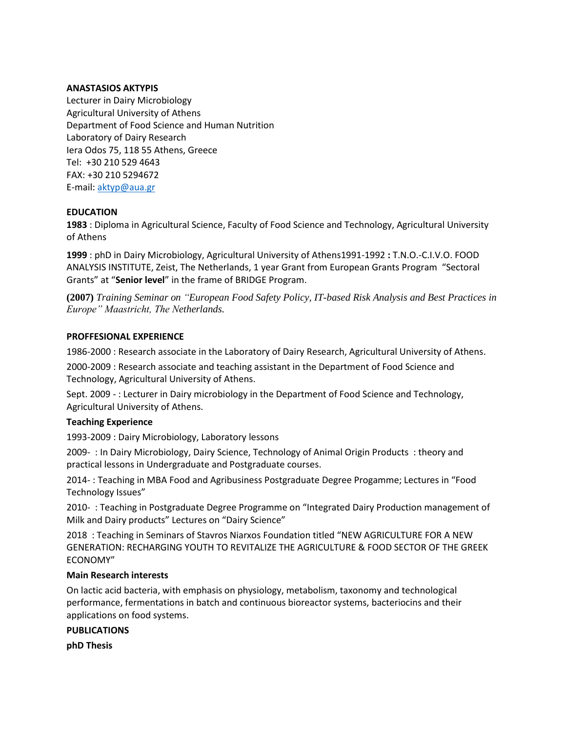**ANASTASIOS AKTYPIS**
Lecturer in Dairy Microbiology
Agricultural University of Athens
Department of Food Science and Human Nutrition
Laboratory of Dairy Research
Iera Odos 75, 118 55 Athens, Greece
Tel: +30 210 529 4643
FAX: +30 210 5294672
E-mail: aktyp@aua.gr

**EDUCATION**

**1983** : Diploma in Agricultural Science, Faculty of Food Science and Technology, Agricultural University of Athens

**1999** : phD in Dairy Microbiology, Agricultural University of Athens1991-1992 **:** T.N.O.-C.I.V.O. FOOD ANALYSIS INSTITUTE, Zeist, The Netherlands, 1 year Grant from European Grants Program "Sectoral Grants" at "**Senior level**" in the frame of BRIDGE Program.

**(2007)** *Training Seminar on "European Food Safety Policy, IT-based Risk Analysis and Best Practices in Europe" Maastricht, The Netherlands.*

**PROFFESIONAL EXPERIENCE**

1986-2000 : Research associate in the Laboratory of Dairy Research, Agricultural University of Athens.

2000-2009 : Research associate and teaching assistant in the Department of Food Science and Technology, Agricultural University of Athens.

Sept. 2009 - : Lecturer in Dairy microbiology in the Department of Food Science and Technology, Agricultural University of Athens.

**Teaching Experience**

1993-2009 : Dairy Microbiology, Laboratory lessons

2009- : In Dairy Microbiology, Dairy Science, Technology of Animal Origin Products : theory and practical lessons in Undergraduate and Postgraduate courses.

2014- : Teaching in MBA Food and Agribusiness Postgraduate Degree Progamme; Lectures in "Food Technology Issues"

2010- : Teaching in Postgraduate Degree Programme on "Integrated Dairy Production management of Milk and Dairy products" Lectures on "Dairy Science"

2018 : Teaching in Seminars of Stavros Niarxos Foundation titled "NEW AGRICULTURE FOR A NEW GENERATION: RECHARGING YOUTH TO REVITALIZE THE AGRICULTURE & FOOD SECTOR OF THE GREEK ECONOMY"

**Main Research interests**

On lactic acid bacteria, with emphasis on physiology, metabolism, taxonomy and technological performance, fermentations in batch and continuous bioreactor systems, bacteriocins and their applications on food systems.

**PUBLICATIONS**

**phD Thesis**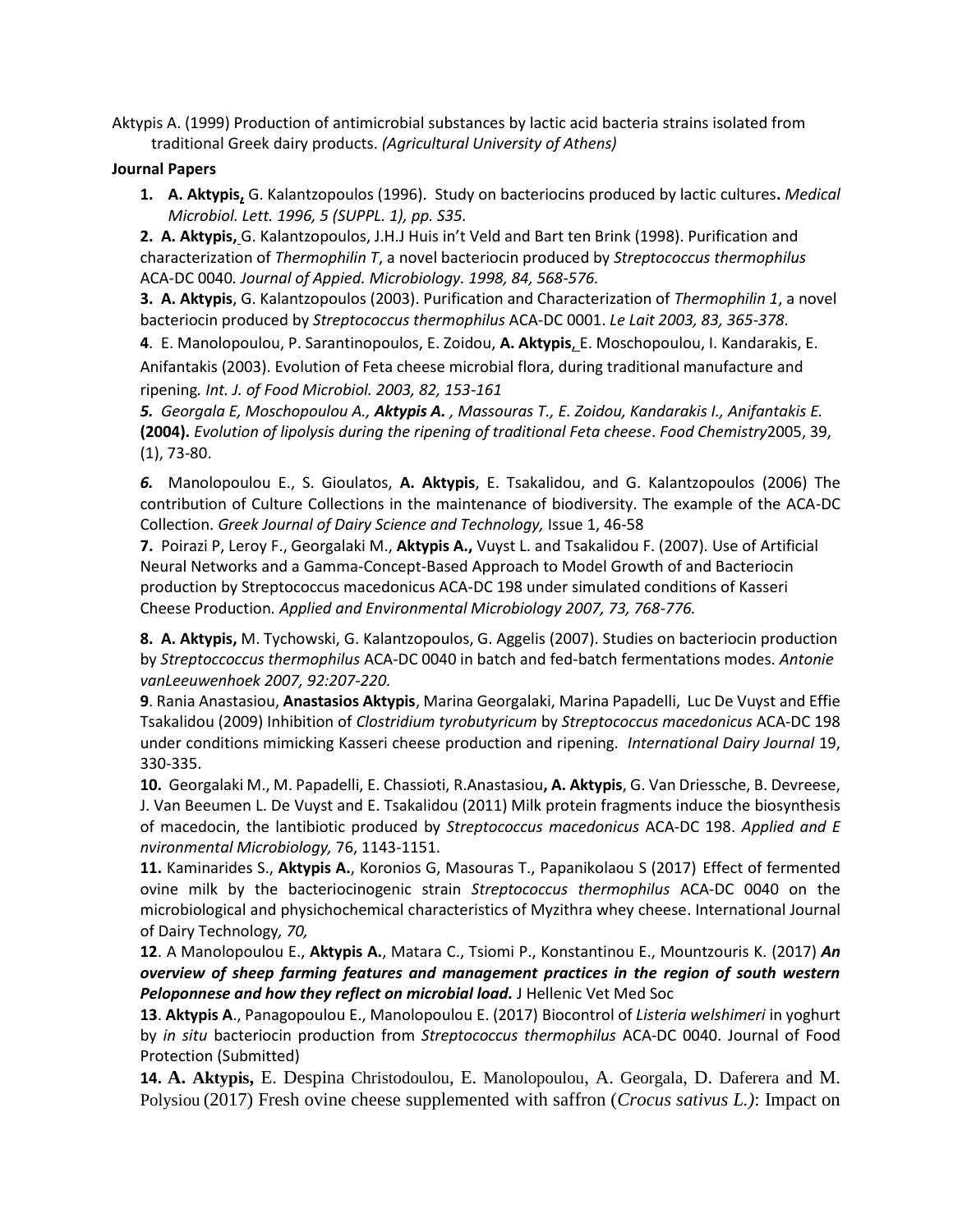Aktypis A. (1999) Production of antimicrobial substances by lactic acid bacteria strains isolated from traditional Greek dairy products. *(Agricultural University of Athens)*

**Journal Papers**

1. **A. Aktypis,** G. Kalantzopoulos (1996). Study on bacteriocins produced by lactic cultures**.** *Medical Microbiol. Lett. 1996, 5 (SUPPL. 1), pp. S35.*

**2. A. Aktypis,** G. Kalantzopoulos, J.H.J Huis in't Veld and Bart ten Brink (1998). Purification and characterization of *Thermophilin T*, a novel bacteriocin produced by *Streptococcus thermophilus* ACA-DC 0040. *Journal of Appied. Microbiology. 1998, 84, 568-576.*

**3. A. Aktypis**, G. Kalantzopoulos (2003). Purification and Characterization of *Thermophilin 1*, a novel bacteriocin produced by *Streptococcus thermophilus* ACA-DC 0001. *Le Lait 2003, 83, 365-378*.

**4**. E. Manolopoulou, P. Sarantinopoulos, E. Zoidou, **A. Aktypis,** E. Moschopoulou, I. Kandarakis, E. Anifantakis (2003). Evolution of Feta cheese microbial flora, during traditional manufacture and ripening*. Int. J. of Food Microbiol. 2003, 82, 153-161*

***5.*** *Georgala E, Moschopoulou A.,* ***Aktypis A.*** *, Massouras T., E. Zoidou, Kandarakis I., Anifantakis E.* **(2004).** *Evolution of lipolysis during the ripening of traditional Feta cheese*. *Food Chemistry*2005, 39, (1), 73-80.

***6.*** Manolopoulou E., S. Gioulatos, **A. Aktypis**, E. Tsakalidou, and G. Kalantzopoulos (2006) The contribution of Culture Collections in the maintenance of biodiversity. The example of the ACA-DC Collection. *Greek Journal of Dairy Science and Technology,* Issue 1, 46-58

**7.** Poirazi P, Leroy F., Georgalaki M., **Aktypis A.,** Vuyst L. and Tsakalidou F. (2007). Use of Artificial Neural Networks and a Gamma-Concept-Based Approach to Model Growth of and Bacteriocin production by Streptococcus macedonicus ACA-DC 198 under simulated conditions of Kasseri Cheese Production*. Applied and Environmental Microbiology 2007, 73, 768-776.*

**8. A. Aktypis,** M. Tychowski, G. Kalantzopoulos, G. Aggelis (2007). Studies on bacteriocin production by *Streptoccoccus thermophilus* ACA-DC 0040 in batch and fed-batch fermentations modes. *Antonie vanLeeuwenhoek 2007, 92:207-220.*

**9**. Rania Anastasiou, **Anastasios Aktypis**, Marina Georgalaki, Marina Papadelli, Luc De Vuyst and Effie Tsakalidou (2009) Inhibition of *Clostridium tyrobutyricum* by *Streptococcus macedonicus* ACA-DC 198 under conditions mimicking Kasseri cheese production and ripening. *International Dairy Journal* 19, 330-335.

**10.** Georgalaki M., M. Papadelli, E. Chassioti, R.Anastasiou**, A. Aktypis**, G. Van Driessche, B. Devreese, J. Van Beeumen L. De Vuyst and E. Tsakalidou (2011) Milk protein fragments induce the biosynthesis of macedocin, the lantibiotic produced by *Streptococcus macedonicus* ACA-DC 198. *Applied and E nvironmental Microbiology,* 76, 1143-1151.

**11.** Kaminarides S., **Aktypis A.**, Koronios G, Masouras T., Papanikolaou S (2017) Effect of fermented ovine milk by the bacteriocinogenic strain *Streptococcus thermophilus* ACA-DC 0040 on the microbiological and physichochemical characteristics of Myzithra whey cheese. International Journal of Dairy Technology*, 70,*

**12**. A Manolopoulou E., **Aktypis A.**, Matara C., Tsiomi P., Konstantinou E., Mountzouris K. (2017) ***An overview of sheep farming features and management practices in the region of south western Peloponnese and how they reflect on microbial load.*** J Hellenic Vet Med Soc

**13**. **Aktypis A**., Panagopoulou E., Manolopoulou E. (2017) Biocontrol of *Listeria welshimeri* in yoghurt by *in situ* bacteriocin production from *Streptococcus thermophilus* ACA-DC 0040. Journal of Food Protection (Submitted)

**14. A. Aktypis,** E. Despina Christodoulou, E. Manolopoulou, A. Georgala, D. Daferera and M. Polysiou (2017) Fresh ovine cheese supplemented with saffron (*Crocus sativus L.)*: Impact on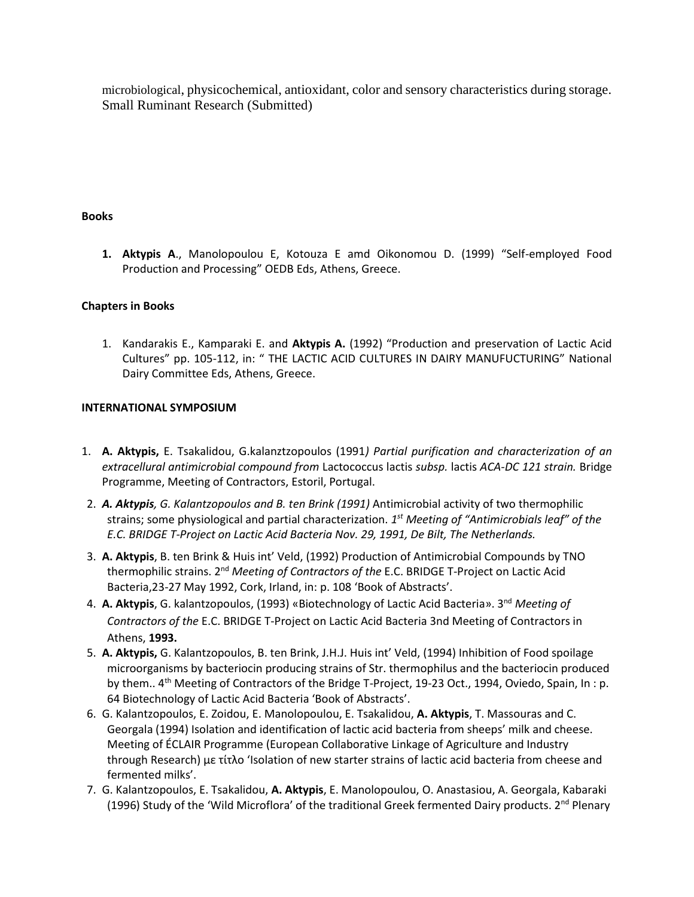microbiological, physicochemical, antioxidant, color and sensory characteristics during storage. Small Ruminant Research (Submitted)

**Books**

1. **Aktypis A**., Manolopoulou E, Kotouza E amd Oikonomou D. (1999) “Self-employed Food Production and Processing” OEDB Eds, Athens, Greece.

**Chapters in Books**

1. Kandarakis E., Kamparaki E. and **Aktypis A.** (1992) “Production and preservation of Lactic Acid Cultures” pp. 105-112, in: “ THE LACTIC ACID CULTURES IN DAIRY MANUFUCTURING” National Dairy Committee Eds, Athens, Greece.

**INTERNATIONAL SYMPOSIUM**

1. **A. Aktypis,** E. Tsakalidou, G.kalanztzopoulos (1991*) Partial purification and characterization of an extracellural antimicrobial compound from* Lactococcus lactis *subsp.* lactis *ACA-DC 121 strain.* Bridge Programme, Meeting of Contractors, Estoril, Portugal.
2. ***A. Aktypis**, G. Kalantzopoulos and B. ten Brink (1991)* Antimicrobial activity of two thermophilic strains; some physiological and partial characterization. *1st Meeting of “Antimicrobials leaf” of the E.C. BRIDGE T-Project on Lactic Acid Bacteria Nov. 29, 1991, De Bilt, The Netherlands.*
3. **A. Aktypis**, B. ten Brink & Huis int’ Veld, (1992) Production of Antimicrobial Compounds by TNO thermophilic strains. 2nd *Meeting of Contractors of the* E.C. BRIDGE T-Project on Lactic Acid Bacteria,23-27 May 1992, Cork, Irland, in: p. 108 ‘Book of Abstracts’.
4. **A. Aktypis**, G. kalantzopoulos, (1993) «Biotechnology of Lactic Acid Bacteria». 3nd *Meeting of Contractors of the* E.C. BRIDGE T-Project on Lactic Acid Bacteria 3nd Meeting of Contractors in Athens, **1993.**
5. **A. Aktypis,** G. Kalantzopoulos, B. ten Brink, J.H.J. Huis int’ Veld, (1994) Inhibition of Food spoilage microorganisms by bacteriocin producing strains of Str. thermophilus and the bacteriocin produced by them.. 4th Meeting of Contractors of the Bridge T-Project, 19-23 Oct., 1994, Oviedo, Spain, In : p. 64 Biotechnology of Lactic Acid Bacteria ‘Book of Abstracts’.
6. G. Kalantzopoulos, E. Zoidou, E. Manolopoulou, E. Tsakalidou, **A. Aktypis**, T. Massouras and C. Georgala (1994) Isolation and identification of lactic acid bacteria from sheeps’ milk and cheese. Meeting of ÉCLAIR Programme (European Collaborative Linkage of Agriculture and Industry through Research) με τίτλο ‘Isolation of new starter strains of lactic acid bacteria from cheese and fermented milks’.
7. G. Kalantzopoulos, E. Tsakalidou, **A. Aktypis**, E. Manolopoulou, O. Anastasiou, A. Georgala, Kabaraki (1996) Study of the ‘Wild Microflora’ of the traditional Greek fermented Dairy products. 2nd Plenary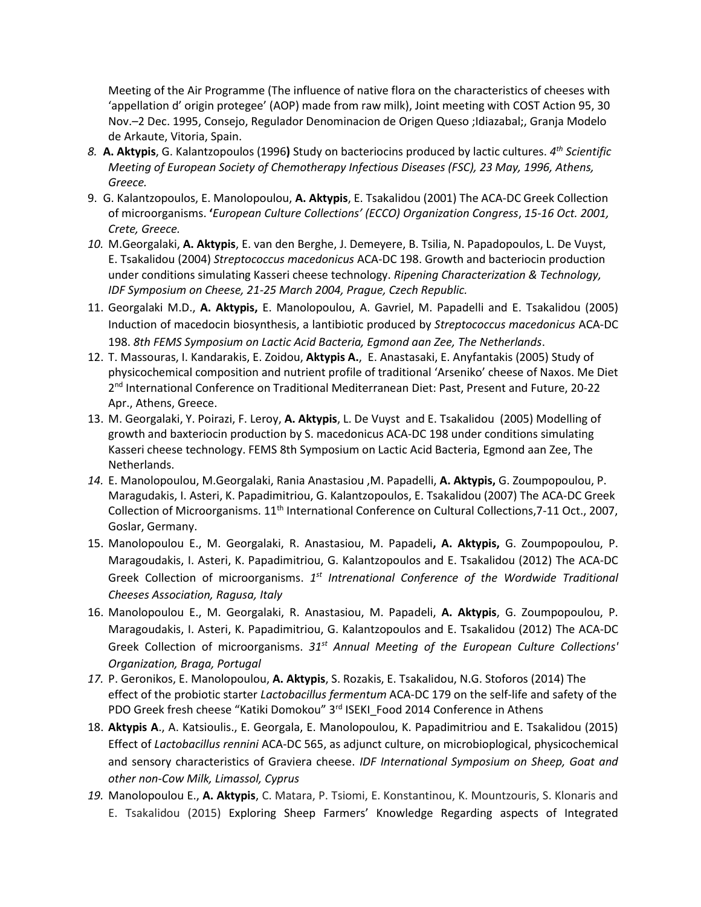Meeting of the Air Programme (The influence of native flora on the characteristics of cheeses with 'appellation d' origin protegee' (AOP) made from raw milk), Joint meeting with COST Action 95, 30 Nov.–2 Dec. 1995, Consejo, Regulador Denominacion de Origen Queso ;Idiazabal;, Granja Modelo de Arkaute, Vitoria, Spain.

8. **A. Aktypis**, G. Kalantzopoulos (1996**)** Study on bacteriocins produced by lactic cultures. *4th Scientific Meeting of European Society of Chemotherapy Infectious Diseases (FSC), 23 May, 1996, Athens, Greece.*
9. G. Kalantzopoulos, E. Manolopoulou, **A. Aktypis**, E. Tsakalidou (2001) The ACA-DC Greek Collection of microorganisms. **'***European Culture Collections' (ECCO) Organization Congress*, *15-16 Oct. 2001, Crete, Greece.*
10. M.Georgalaki, **A. Aktypis**, E. van den Berghe, J. Demeyere, B. Tsilia, N. Papadopoulos, L. De Vuyst, E. Tsakalidou (2004) *Streptococcus macedonicus* ACA-DC 198. Growth and bacteriocin production under conditions simulating Kasseri cheese technology. *Ripening Characterization & Technology, IDF Symposium on Cheese, 21-25 March 2004, Prague, Czech Republic.*
11. Georgalaki M.D., **A. Aktypis,** E. Manolopoulou, A. Gavriel, M. Papadelli and E. Tsakalidou (2005) Induction of macedocin biosynthesis, a lantibiotic produced by *Streptococcus macedonicus* ACA-DC 198. *8th FEMS Symposium on Lactic Acid Bacteria, Egmond aan Zee, The Netherlands*.
12. T. Massouras, I. Kandarakis, E. Zoidou, **Aktypis A.**, E. Anastasaki, E. Anyfantakis (2005) Study of physicochemical composition and nutrient profile of traditional 'Arseniko' cheese of Naxos. Me Diet 2nd International Conference on Traditional Mediterranean Diet: Past, Present and Future, 20-22 Apr., Athens, Greece.
13. M. Georgalaki, Y. Poirazi, F. Leroy, **A. Aktypis**, L. De Vuyst and E. Tsakalidou (2005) Modelling of growth and baxteriocin production by S. macedonicus ACA-DC 198 under conditions simulating Kasseri cheese technology. FEMS 8th Symposium on Lactic Acid Bacteria, Egmond aan Zee, The Netherlands.
14. E. Manolopoulou, M.Georgalaki, Rania Anastasiou ,M. Papadelli, **A. Aktypis,** G. Zoumpopoulou, P. Maragudakis, I. Asteri, K. Papadimitriou, G. Kalantzopoulos, E. Tsakalidou (2007) The ACA-DC Greek Collection of Microorganisms. 11th International Conference on Cultural Collections,7-11 Oct., 2007, Goslar, Germany.
15. Manolopoulou E., M. Georgalaki, R. Anastasiou, M. Papadeli**, A. Aktypis,** G. Zoumpopoulou, P. Maragoudakis, I. Asteri, K. Papadimitriou, G. Kalantzopoulos and E. Tsakalidou (2012) The ACA-DC Greek Collection of microorganisms. *1st Intrenational Conference of the Wordwide Traditional Cheeses Association, Ragusa, Italy*
16. Manolopoulou E., M. Georgalaki, R. Anastasiou, M. Papadeli, **A. Aktypis**, G. Zoumpopoulou, P. Maragoudakis, I. Asteri, K. Papadimitriou, G. Kalantzopoulos and E. Tsakalidou (2012) The ACA-DC Greek Collection of microorganisms. *31st Annual Meeting of the European Culture Collections' Organization, Braga, Portugal*
17. P. Geronikos, E. Manolopoulou, **A. Aktypis**, S. Rozakis, E. Tsakalidou, N.G. Stoforos (2014) The effect of the probiotic starter *Lactobacillus fermentum* ACA-DC 179 on the self-life and safety of the PDO Greek fresh cheese "Katiki Domokou" 3rd ISEKI_Food 2014 Conference in Athens
18. **Aktypis A**., A. Katsioulis., E. Georgala, E. Manolopoulou, K. Papadimitriou and E. Tsakalidou (2015) Effect of *Lactobacillus rennini* ACA-DC 565, as adjunct culture, on microbioplogical, physicochemical and sensory characteristics of Graviera cheese. *IDF International Symposium on Sheep, Goat and other non-Cow Milk, Limassol, Cyprus*
19. Manolopoulou E., **A. Aktypis**, C. Matara, P. Tsiomi, E. Konstantinou, K. Mountzouris, S. Klonaris and E. Tsakalidou (2015) Exploring Sheep Farmers' Knowledge Regarding aspects of Integrated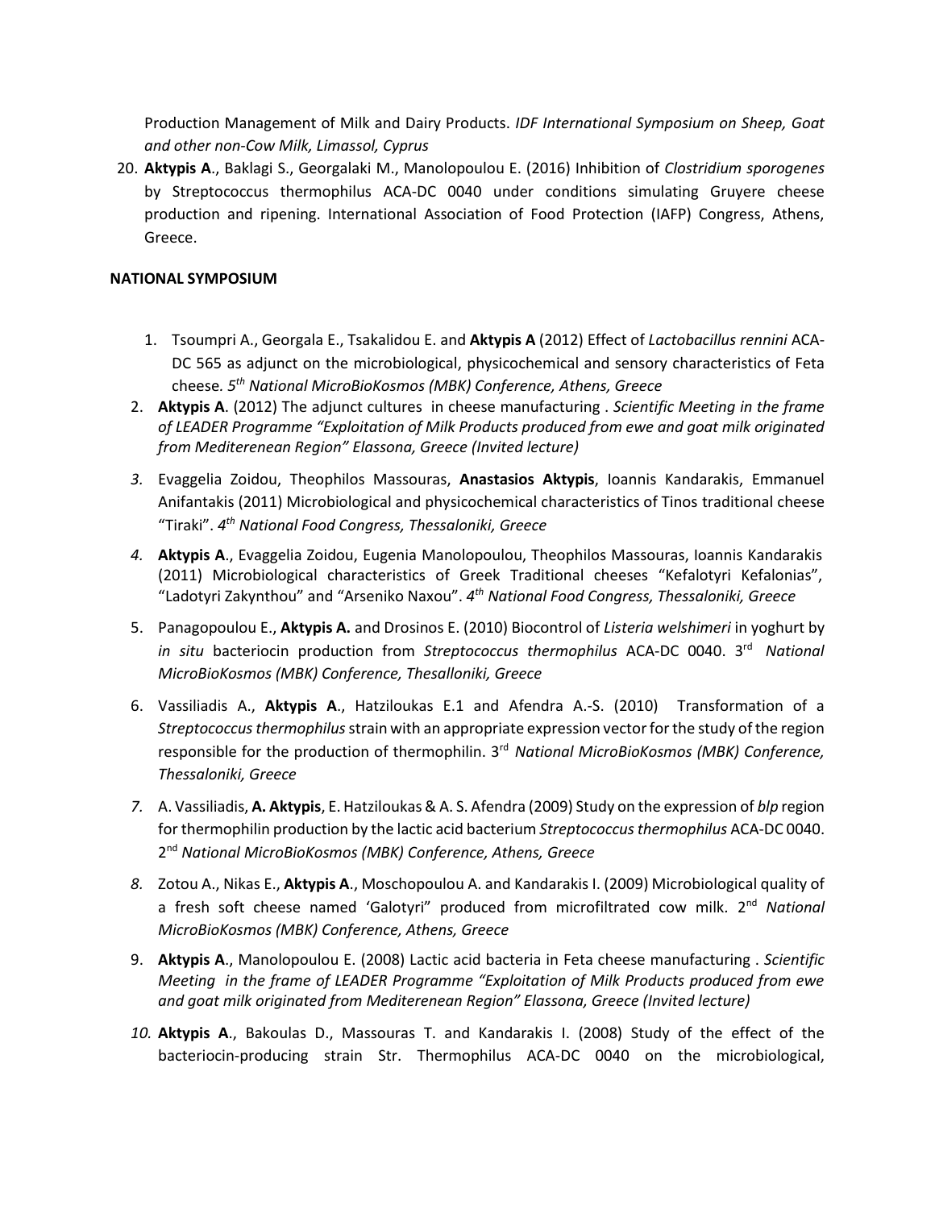Production Management of Milk and Dairy Products. *IDF International Symposium on Sheep, Goat and other non-Cow Milk, Limassol, Cyprus*

20. **Aktypis A**., Baklagi S., Georgalaki M., Manolopoulou E. (2016) Inhibition of *Clostridium sporogenes* by Streptococcus thermophilus ACA-DC 0040 under conditions simulating Gruyere cheese production and ripening. International Association of Food Protection (IAFP) Congress, Athens, Greece.

**NATIONAL SYMPOSIUM**

1. Tsoumpri A., Georgala E., Tsakalidou E. and **Aktypis A** (2012) Effect of *Lactobacillus rennini* ACA-DC 565 as adjunct on the microbiological, physicochemical and sensory characteristics of Feta cheese. *5th National MicroBioKosmos (MBK) Conference, Athens, Greece*
2. **Aktypis A**. (2012) The adjunct cultures in cheese manufacturing . *Scientific Meeting in the frame of LEADER Programme "Exploitation of Milk Products produced from ewe and goat milk originated from Mediterenean Region" Elassona, Greece (Invited lecture)*
3. Evaggelia Zoidou, Theophilos Massouras, **Anastasios Aktypis**, Ioannis Kandarakis, Emmanuel Anifantakis (2011) Microbiological and physicochemical characteristics of Tinos traditional cheese "Tiraki". *4th National Food Congress, Thessaloniki, Greece*
4. **Aktypis A**., Evaggelia Zoidou, Eugenia Manolopoulou, Theophilos Massouras, Ioannis Kandarakis (2011) Microbiological characteristics of Greek Traditional cheeses "Kefalotyri Kefalonias", "Ladotyri Zakynthou" and "Arseniko Naxou". *4th National Food Congress, Thessaloniki, Greece*
5. Panagopoulou E., **Aktypis A.** and Drosinos E. (2010) Biocontrol of *Listeria welshimeri* in yoghurt by *in situ* bacteriocin production from *Streptococcus thermophilus* ACA-DC 0040. 3rd *National MicroBioKosmos (MBK) Conference, Thesalloniki, Greece*
6. Vassiliadis A., **Aktypis A**., Hatziloukas E.1 and Afendra A.-S. (2010) Transformation of a *Streptococcus thermophilus* strain with an appropriate expression vector for the study of the region responsible for the production of thermophilin. 3rd *National MicroBioKosmos (MBK) Conference, Thessaloniki, Greece*
7. A. Vassiliadis, **A. Aktypis**, E. Hatziloukas & A. S. Afendra (2009) Study on the expression of *blp* region for thermophilin production by the lactic acid bacterium *Streptococcus thermophilus* ACA-DC 0040. 2nd *National MicroBioKosmos (MBK) Conference, Athens, Greece*
8. Zotou A., Nikas E., **Aktypis A**., Moschopoulou A. and Kandarakis I. (2009) Microbiological quality of a fresh soft cheese named 'Galotyri" produced from microfiltrated cow milk. 2nd *National MicroBioKosmos (MBK) Conference, Athens, Greece*
9. **Aktypis A**., Manolopoulou E. (2008) Lactic acid bacteria in Feta cheese manufacturing . *Scientific Meeting in the frame of LEADER Programme "Exploitation of Milk Products produced from ewe and goat milk originated from Mediterenean Region" Elassona, Greece (Invited lecture)*
10. **Aktypis A**., Bakoulas D., Massouras T. and Kandarakis I. (2008) Study of the effect of the bacteriocin-producing strain Str. Thermophilus ACA-DC 0040 on the microbiological,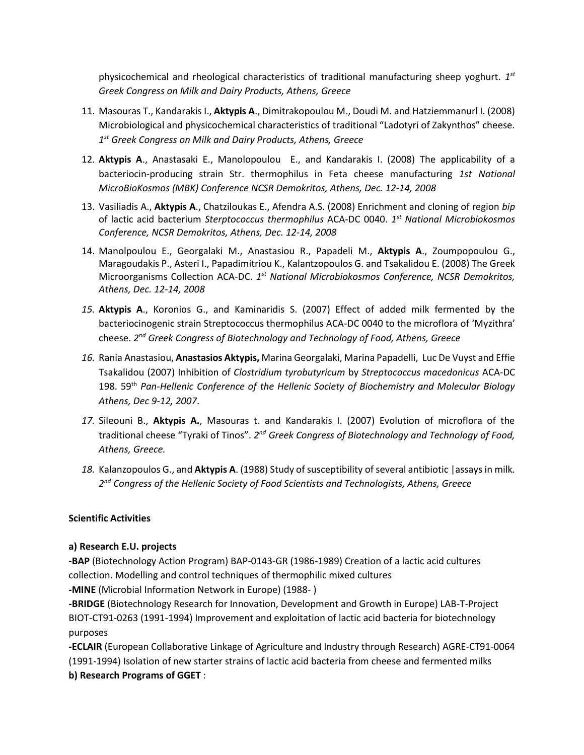physicochemical and rheological characteristics of traditional manufacturing sheep yoghurt. *1st Greek Congress on Milk and Dairy Products, Athens, Greece*

11. Masouras T., Kandarakis I., **Aktypis A**., Dimitrakopoulou M., Doudi M. and Hatziemmanurl I. (2008) Microbiological and physicochemical characteristics of traditional "Ladotyri of Zakynthos" cheese. *1st Greek Congress on Milk and Dairy Products, Athens, Greece*
12. **Aktypis A**., Anastasaki E., Manolopoulou E., and Kandarakis I. (2008) The applicability of a bacteriocin-producing strain Str. thermophilus in Feta cheese manufacturing *1st National MicroBioKosmos (MBK) Conference NCSR Demokritos, Athens, Dec. 12-14, 2008*
13. Vasiliadis A., **Aktypis A**., Chatziloukas E., Afendra A.S. (2008) Enrichment and cloning of region *bip* of lactic acid bacterium *Sterptococcus thermophilus* ACA-DC 0040. *1st National Microbiokosmos Conference, NCSR Demokritos, Athens, Dec. 12-14, 2008*
14. Manolpoulou E., Georgalaki M., Anastasiou R., Papadeli M., **Aktypis A**., Zoumpopoulou G., Maragoudakis P., Asteri I., Papadimitriou K., Kalantzopoulos G. and Tsakalidou E. (2008) The Greek Microorganisms Collection ACA-DC. *1st National Microbiokosmos Conference, NCSR Demokritos, Athens, Dec. 12-14, 2008*
15. **Aktypis A**., Koronios G., and Kaminaridis S. (2007) Effect of added milk fermented by the bacteriocinogenic strain Streptococcus thermophilus ACA-DC 0040 to the microflora of 'Myzithra' cheese. *2nd Greek Congress of Biotechnology and Technology of Food, Athens, Greece*
16. Rania Anastasiou, **Anastasios Aktypis,** Marina Georgalaki, Marina Papadelli, Luc De Vuyst and Effie Tsakalidou (2007) Inhibition of *Clostridium tyrobutyricum* by *Streptococcus macedonicus* ACA-DC 198. 59th *Pan-Hellenic Conference of the Hellenic Society of Biochemistry and Molecular Biology Athens, Dec 9-12, 2007*.
17. Sileouni B., **Aktypis A.**, Masouras t. and Kandarakis I. (2007) Evolution of microflora of the traditional cheese "Tyraki of Tinos". *2nd Greek Congress of Biotechnology and Technology of Food, Athens, Greece.*
18. Kalanzopoulos G., and **Aktypis A**. (1988) Study of susceptibility of several antibiotic |assays in milk. *2nd Congress of the Hellenic Society of Food Scientists and Technologists, Athens, Greece*

**Scientific Activities**

**a) Research E.U. projects**

**-BAP** (Biotechnology Action Program) BAP-0143-GR (1986-1989) Creation of a lactic acid cultures collection. Modelling and control techniques of thermophilic mixed cultures

**-MINE** (Microbial Information Network in Europe) (1988- )

**-BRIDGE** (Biotechnology Research for Innovation, Development and Growth in Europe) LAB-T-Project BIOT-CT91-0263 (1991-1994) Improvement and exploitation of lactic acid bacteria for biotechnology purposes

**-ECLAIR** (European Collaborative Linkage of Agriculture and Industry through Research) AGRE-CT91-0064 (1991-1994) Isolation of new starter strains of lactic acid bacteria from cheese and fermented milks

**b) Research Programs of GGET** :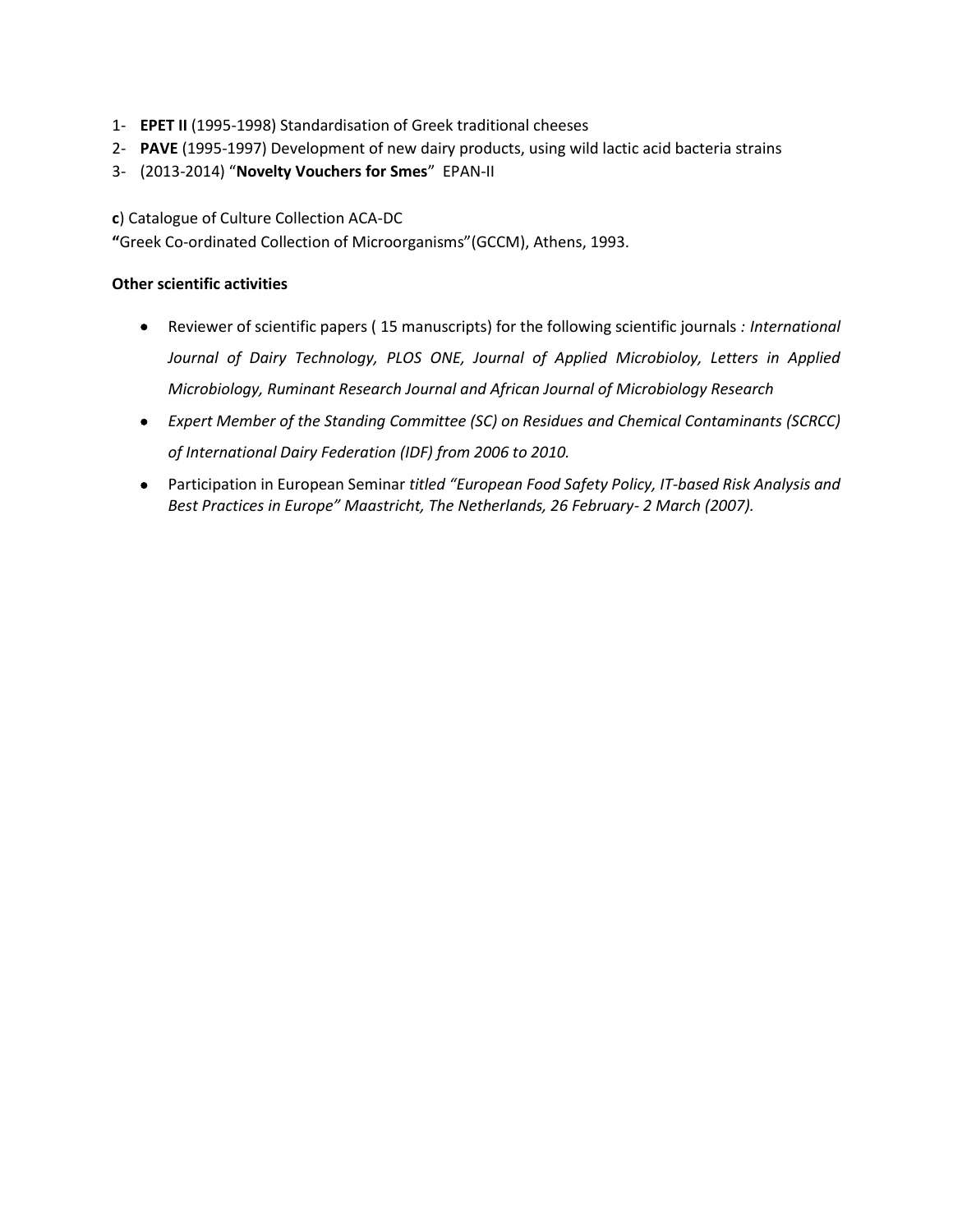1- **EPET II** (1995-1998) Standardisation of Greek traditional cheeses
2- **PAVE** (1995-1997) Development of new dairy products, using wild lactic acid bacteria strains
3- (2013-2014) "**Novelty Vouchers for Smes**" EPAN-II

**c**) Catalogue of Culture Collection ACA-DC
**"**Greek Co-ordinated Collection of Microorganisms"(GCCM), Athens, 1993.

**Other scientific activities**

- Reviewer of scientific papers ( 15 manuscripts) for the following scientific journals *: International Journal of Dairy Technology, PLOS ONE, Journal of Applied Microbioloy, Letters in Applied Microbiology, Ruminant Research Journal and African Journal of Microbiology Research*
- *Expert Member of the Standing Committee (SC) on Residues and Chemical Contaminants (SCRCC) of International Dairy Federation (IDF) from 2006 to 2010.*
- Participation in European Seminar *titled "European Food Safety Policy, IT-based Risk Analysis and Best Practices in Europe" Maastricht, The Netherlands, 26 February- 2 March (2007).*